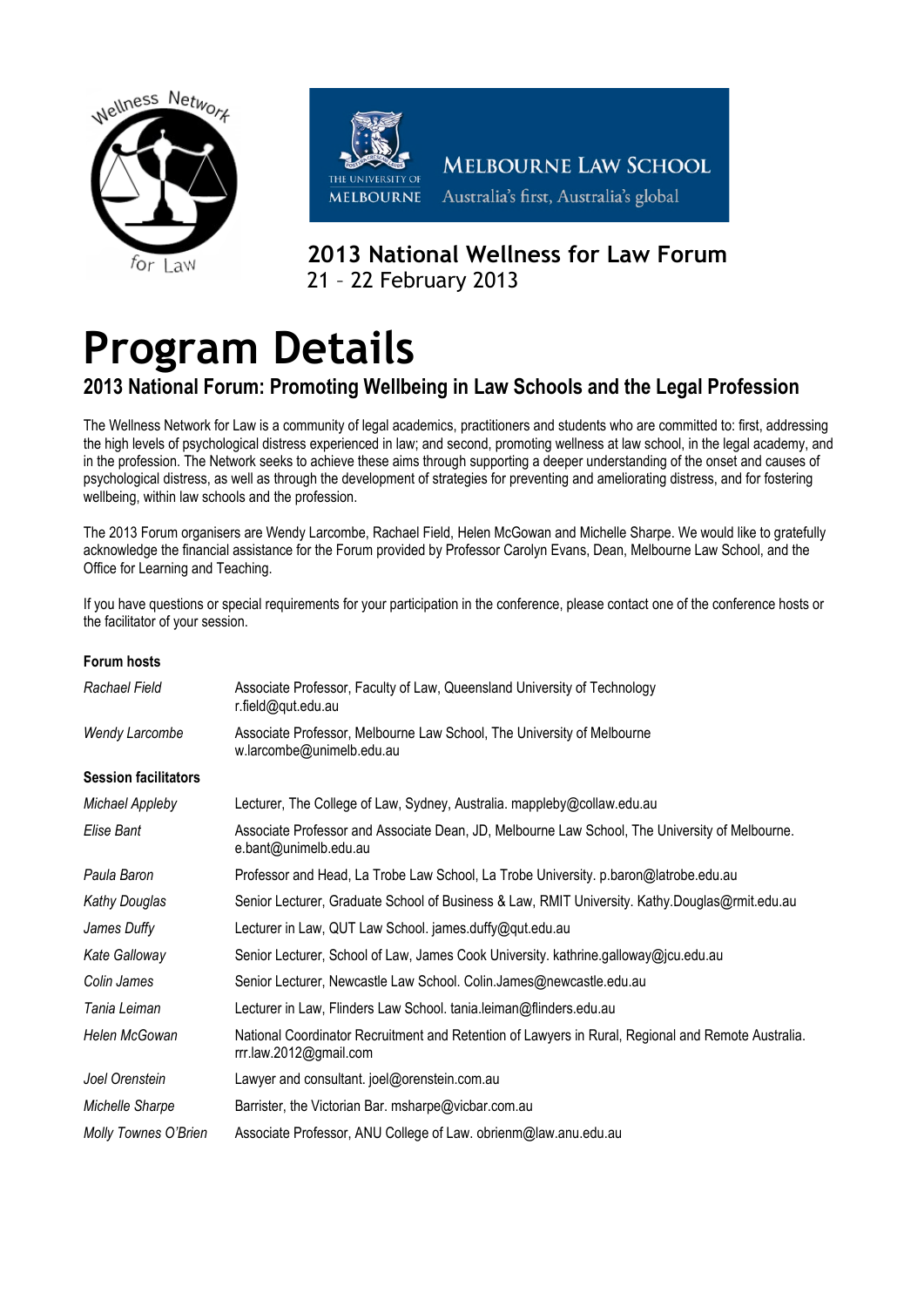Wellness Network for Law

MELBOURNE LAW SCHOOL
THE UNIVERSITY OF MELBOURNE
Australia's first, Australia's global

**2013 National Wellness for Law Forum**
21 – 22 February 2013

# Program Details

## 2013 National Forum: Promoting Wellbeing in Law Schools and the Legal Profession

The Wellness Network for Law is a community of legal academics, practitioners and students who are committed to: first, addressing the high levels of psychological distress experienced in law; and second, promoting wellness at law school, in the legal academy, and in the profession. The Network seeks to achieve these aims through supporting a deeper understanding of the onset and causes of psychological distress, as well as through the development of strategies for preventing and ameliorating distress, and for fostering wellbeing, within law schools and the profession.

The 2013 Forum organisers are Wendy Larcombe, Rachael Field, Helen McGowan and Michelle Sharpe. We would like to gratefully acknowledge the financial assistance for the Forum provided by Professor Carolyn Evans, Dean, Melbourne Law School, and the Office for Learning and Teaching.

If you have questions or special requirements for your participation in the conference, please contact one of the conference hosts or the facilitator of your session.

**Forum hosts**

| | |
|---|---|
| *Rachael Field* | Associate Professor, Faculty of Law, Queensland University of Technology r.field@qut.edu.au |
| *Wendy Larcombe* | Associate Professor, Melbourne Law School, The University of Melbourne w.larcombe@unimelb.edu.au |

**Session facilitators**

| | |
|---|---|
| *Michael Appleby* | Lecturer, The College of Law, Sydney, Australia. mappleby@collaw.edu.au |
| *Elise Bant* | Associate Professor and Associate Dean, JD, Melbourne Law School, The University of Melbourne. e.bant@unimelb.edu.au |
| *Paula Baron* | Professor and Head, La Trobe Law School, La Trobe University. p.baron@latrobe.edu.au |
| *Kathy Douglas* | Senior Lecturer, Graduate School of Business & Law, RMIT University. Kathy.Douglas@rmit.edu.au |
| *James Duffy* | Lecturer in Law, QUT Law School. james.duffy@qut.edu.au |
| *Kate Galloway* | Senior Lecturer, School of Law, James Cook University. kathrine.galloway@jcu.edu.au |
| *Colin James* | Senior Lecturer, Newcastle Law School. Colin.James@newcastle.edu.au |
| *Tania Leiman* | Lecturer in Law, Flinders Law School. tania.leiman@flinders.edu.au |
| *Helen McGowan* | National Coordinator Recruitment and Retention of Lawyers in Rural, Regional and Remote Australia. rrr.law.2012@gmail.com |
| *Joel Orenstein* | Lawyer and consultant. joel@orenstein.com.au |
| *Michelle Sharpe* | Barrister, the Victorian Bar. msharpe@vicbar.com.au |
| *Molly Townes O'Brien* | Associate Professor, ANU College of Law. obrienm@law.anu.edu.au |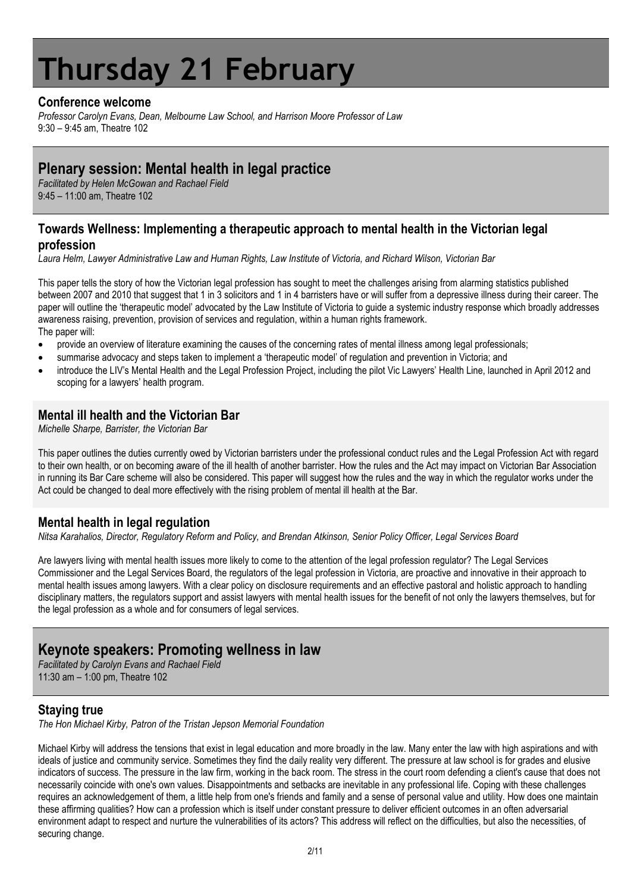# Thursday 21 February

### Conference welcome

*Professor Carolyn Evans, Dean, Melbourne Law School, and Harrison Moore Professor of Law*
9:30 – 9:45 am, Theatre 102

## Plenary session: Mental health in legal practice

*Facilitated by Helen McGowan and Rachael Field*
9:45 – 11:00 am, Theatre 102

### Towards Wellness: Implementing a therapeutic approach to mental health in the Victorian legal profession

*Laura Helm, Lawyer Administrative Law and Human Rights, Law Institute of Victoria, and Richard Wilson, Victorian Bar*

This paper tells the story of how the Victorian legal profession has sought to meet the challenges arising from alarming statistics published between 2007 and 2010 that suggest that 1 in 3 solicitors and 1 in 4 barristers have or will suffer from a depressive illness during their career. The paper will outline the 'therapeutic model' advocated by the Law Institute of Victoria to guide a systemic industry response which broadly addresses awareness raising, prevention, provision of services and regulation, within a human rights framework.
The paper will:

- provide an overview of literature examining the causes of the concerning rates of mental illness among legal professionals;
- summarise advocacy and steps taken to implement a 'therapeutic model' of regulation and prevention in Victoria; and
- introduce the LIV's Mental Health and the Legal Profession Project, including the pilot Vic Lawyers' Health Line, launched in April 2012 and scoping for a lawyers' health program.

### Mental ill health and the Victorian Bar

*Michelle Sharpe, Barrister, the Victorian Bar*

This paper outlines the duties currently owed by Victorian barristers under the professional conduct rules and the Legal Profession Act with regard to their own health, or on becoming aware of the ill health of another barrister. How the rules and the Act may impact on Victorian Bar Association in running its Bar Care scheme will also be considered. This paper will suggest how the rules and the way in which the regulator works under the Act could be changed to deal more effectively with the rising problem of mental ill health at the Bar.

### Mental health in legal regulation

*Nitsa Karahalios, Director, Regulatory Reform and Policy, and Brendan Atkinson, Senior Policy Officer, Legal Services Board*

Are lawyers living with mental health issues more likely to come to the attention of the legal profession regulator? The Legal Services Commissioner and the Legal Services Board, the regulators of the legal profession in Victoria, are proactive and innovative in their approach to mental health issues among lawyers. With a clear policy on disclosure requirements and an effective pastoral and holistic approach to handling disciplinary matters, the regulators support and assist lawyers with mental health issues for the benefit of not only the lawyers themselves, but for the legal profession as a whole and for consumers of legal services.

## Keynote speakers: Promoting wellness in law

*Facilitated by Carolyn Evans and Rachael Field*
11:30 am – 1:00 pm, Theatre 102

### Staying true

*The Hon Michael Kirby, Patron of the Tristan Jepson Memorial Foundation*

Michael Kirby will address the tensions that exist in legal education and more broadly in the law. Many enter the law with high aspirations and with ideals of justice and community service. Sometimes they find the daily reality very different. The pressure at law school is for grades and elusive indicators of success. The pressure in the law firm, working in the back room. The stress in the court room defending a client's cause that does not necessarily coincide with one's own values. Disappointments and setbacks are inevitable in any professional life. Coping with these challenges requires an acknowledgement of them, a little help from one's friends and family and a sense of personal value and utility. How does one maintain these affirming qualities? How can a profession which is itself under constant pressure to deliver efficient outcomes in an often adversarial environment adapt to respect and nurture the vulnerabilities of its actors? This address will reflect on the difficulties, but also the necessities, of securing change.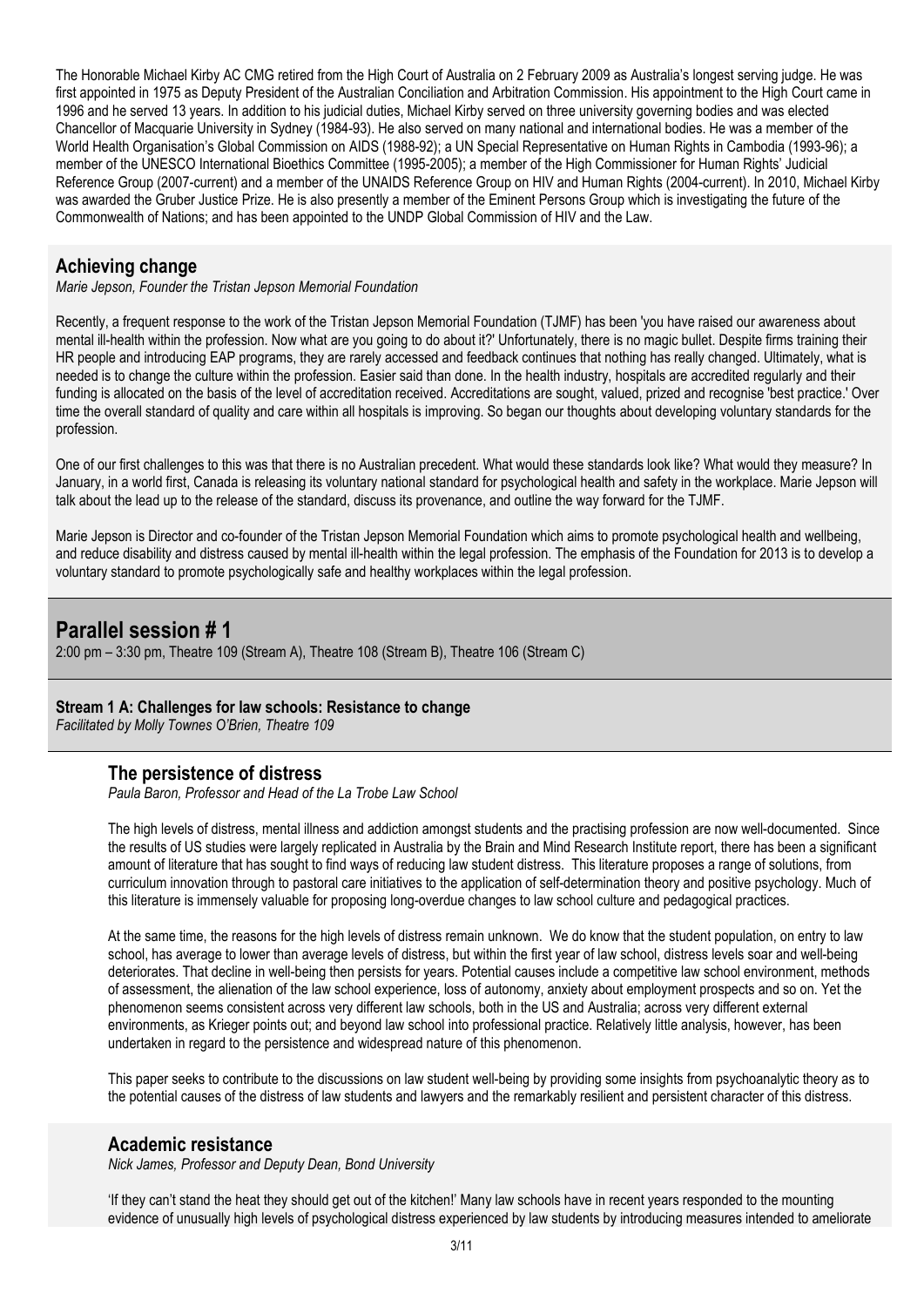The Honorable Michael Kirby AC CMG retired from the High Court of Australia on 2 February 2009 as Australia's longest serving judge. He was first appointed in 1975 as Deputy President of the Australian Conciliation and Arbitration Commission. His appointment to the High Court came in 1996 and he served 13 years. In addition to his judicial duties, Michael Kirby served on three university governing bodies and was elected Chancellor of Macquarie University in Sydney (1984-93). He also served on many national and international bodies. He was a member of the World Health Organisation's Global Commission on AIDS (1988-92); a UN Special Representative on Human Rights in Cambodia (1993-96); a member of the UNESCO International Bioethics Committee (1995-2005); a member of the High Commissioner for Human Rights' Judicial Reference Group (2007-current) and a member of the UNAIDS Reference Group on HIV and Human Rights (2004-current). In 2010, Michael Kirby was awarded the Gruber Justice Prize. He is also presently a member of the Eminent Persons Group which is investigating the future of the Commonwealth of Nations; and has been appointed to the UNDP Global Commission of HIV and the Law.

### Achieving change

*Marie Jepson, Founder the Tristan Jepson Memorial Foundation*

Recently, a frequent response to the work of the Tristan Jepson Memorial Foundation (TJMF) has been 'you have raised our awareness about mental ill-health within the profession. Now what are you going to do about it?' Unfortunately, there is no magic bullet. Despite firms training their HR people and introducing EAP programs, they are rarely accessed and feedback continues that nothing has really changed. Ultimately, what is needed is to change the culture within the profession. Easier said than done. In the health industry, hospitals are accredited regularly and their funding is allocated on the basis of the level of accreditation received. Accreditations are sought, valued, prized and recognise 'best practice.' Over time the overall standard of quality and care within all hospitals is improving. So began our thoughts about developing voluntary standards for the profession.

One of our first challenges to this was that there is no Australian precedent. What would these standards look like? What would they measure? In January, in a world first, Canada is releasing its voluntary national standard for psychological health and safety in the workplace. Marie Jepson will talk about the lead up to the release of the standard, discuss its provenance, and outline the way forward for the TJMF.

Marie Jepson is Director and co-founder of the Tristan Jepson Memorial Foundation which aims to promote psychological health and wellbeing, and reduce disability and distress caused by mental ill-health within the legal profession. The emphasis of the Foundation for 2013 is to develop a voluntary standard to promote psychologically safe and healthy workplaces within the legal profession.

## Parallel session # 1

2:00 pm – 3:30 pm, Theatre 109 (Stream A), Theatre 108 (Stream B), Theatre 106 (Stream C)

**Stream 1 A: Challenges for law schools: Resistance to change**

*Facilitated by Molly Townes O'Brien, Theatre 109*

### The persistence of distress

*Paula Baron, Professor and Head of the La Trobe Law School*

The high levels of distress, mental illness and addiction amongst students and the practising profession are now well-documented. Since the results of US studies were largely replicated in Australia by the Brain and Mind Research Institute report, there has been a significant amount of literature that has sought to find ways of reducing law student distress. This literature proposes a range of solutions, from curriculum innovation through to pastoral care initiatives to the application of self-determination theory and positive psychology. Much of this literature is immensely valuable for proposing long-overdue changes to law school culture and pedagogical practices.

At the same time, the reasons for the high levels of distress remain unknown. We do know that the student population, on entry to law school, has average to lower than average levels of distress, but within the first year of law school, distress levels soar and well-being deteriorates. That decline in well-being then persists for years. Potential causes include a competitive law school environment, methods of assessment, the alienation of the law school experience, loss of autonomy, anxiety about employment prospects and so on. Yet the phenomenon seems consistent across very different law schools, both in the US and Australia; across very different external environments, as Krieger points out; and beyond law school into professional practice. Relatively little analysis, however, has been undertaken in regard to the persistence and widespread nature of this phenomenon.

This paper seeks to contribute to the discussions on law student well-being by providing some insights from psychoanalytic theory as to the potential causes of the distress of law students and lawyers and the remarkably resilient and persistent character of this distress.

### Academic resistance

*Nick James, Professor and Deputy Dean, Bond University*

'If they can't stand the heat they should get out of the kitchen!' Many law schools have in recent years responded to the mounting evidence of unusually high levels of psychological distress experienced by law students by introducing measures intended to ameliorate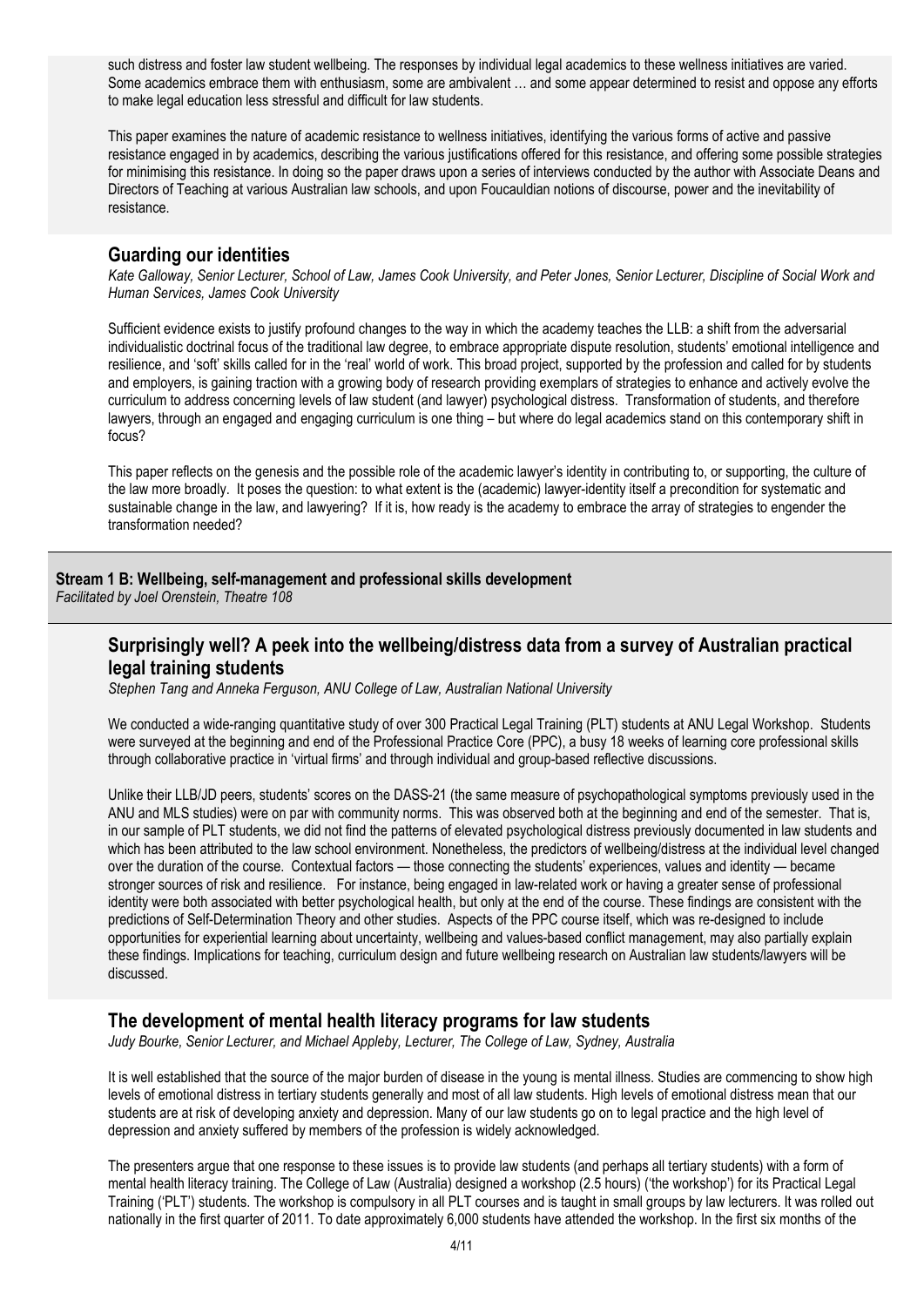such distress and foster law student wellbeing. The responses by individual legal academics to these wellness initiatives are varied. Some academics embrace them with enthusiasm, some are ambivalent … and some appear determined to resist and oppose any efforts to make legal education less stressful and difficult for law students.

This paper examines the nature of academic resistance to wellness initiatives, identifying the various forms of active and passive resistance engaged in by academics, describing the various justifications offered for this resistance, and offering some possible strategies for minimising this resistance. In doing so the paper draws upon a series of interviews conducted by the author with Associate Deans and Directors of Teaching at various Australian law schools, and upon Foucauldian notions of discourse, power and the inevitability of resistance.

### Guarding our identities

*Kate Galloway, Senior Lecturer, School of Law, James Cook University, and Peter Jones, Senior Lecturer, Discipline of Social Work and Human Services, James Cook University*

Sufficient evidence exists to justify profound changes to the way in which the academy teaches the LLB: a shift from the adversarial individualistic doctrinal focus of the traditional law degree, to embrace appropriate dispute resolution, students' emotional intelligence and resilience, and 'soft' skills called for in the 'real' world of work. This broad project, supported by the profession and called for by students and employers, is gaining traction with a growing body of research providing exemplars of strategies to enhance and actively evolve the curriculum to address concerning levels of law student (and lawyer) psychological distress. Transformation of students, and therefore lawyers, through an engaged and engaging curriculum is one thing – but where do legal academics stand on this contemporary shift in focus?

This paper reflects on the genesis and the possible role of the academic lawyer's identity in contributing to, or supporting, the culture of the law more broadly. It poses the question: to what extent is the (academic) lawyer-identity itself a precondition for systematic and sustainable change in the law, and lawyering? If it is, how ready is the academy to embrace the array of strategies to engender the transformation needed?

## Stream 1 B: Wellbeing, self-management and professional skills development

*Facilitated by Joel Orenstein, Theatre 108*

### Surprisingly well? A peek into the wellbeing/distress data from a survey of Australian practical legal training students

*Stephen Tang and Anneka Ferguson, ANU College of Law, Australian National University*

We conducted a wide-ranging quantitative study of over 300 Practical Legal Training (PLT) students at ANU Legal Workshop. Students were surveyed at the beginning and end of the Professional Practice Core (PPC), a busy 18 weeks of learning core professional skills through collaborative practice in 'virtual firms' and through individual and group-based reflective discussions.

Unlike their LLB/JD peers, students' scores on the DASS-21 (the same measure of psychopathological symptoms previously used in the ANU and MLS studies) were on par with community norms. This was observed both at the beginning and end of the semester. That is, in our sample of PLT students, we did not find the patterns of elevated psychological distress previously documented in law students and which has been attributed to the law school environment. Nonetheless, the predictors of wellbeing/distress at the individual level changed over the duration of the course. Contextual factors — those connecting the students' experiences, values and identity — became stronger sources of risk and resilience. For instance, being engaged in law-related work or having a greater sense of professional identity were both associated with better psychological health, but only at the end of the course. These findings are consistent with the predictions of Self-Determination Theory and other studies. Aspects of the PPC course itself, which was re-designed to include opportunities for experiential learning about uncertainty, wellbeing and values-based conflict management, may also partially explain these findings. Implications for teaching, curriculum design and future wellbeing research on Australian law students/lawyers will be discussed.

### The development of mental health literacy programs for law students

*Judy Bourke, Senior Lecturer, and Michael Appleby, Lecturer, The College of Law, Sydney, Australia*

It is well established that the source of the major burden of disease in the young is mental illness. Studies are commencing to show high levels of emotional distress in tertiary students generally and most of all law students. High levels of emotional distress mean that our students are at risk of developing anxiety and depression. Many of our law students go on to legal practice and the high level of depression and anxiety suffered by members of the profession is widely acknowledged.

The presenters argue that one response to these issues is to provide law students (and perhaps all tertiary students) with a form of mental health literacy training. The College of Law (Australia) designed a workshop (2.5 hours) ('the workshop') for its Practical Legal Training ('PLT') students. The workshop is compulsory in all PLT courses and is taught in small groups by law lecturers. It was rolled out nationally in the first quarter of 2011. To date approximately 6,000 students have attended the workshop. In the first six months of the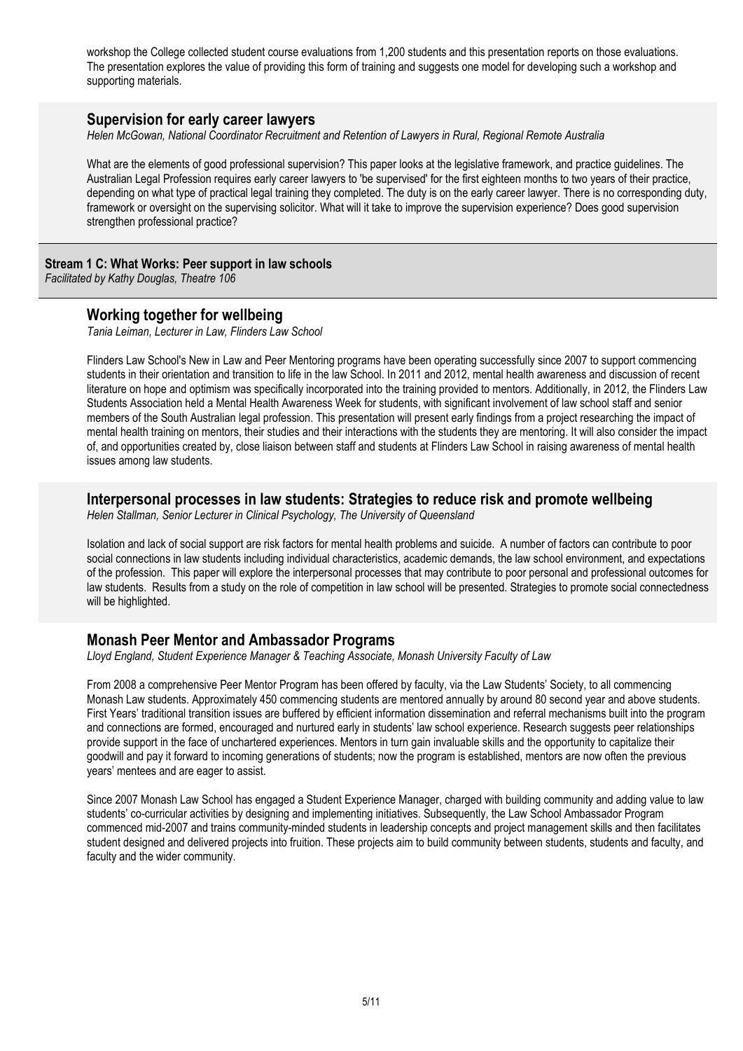workshop the College collected student course evaluations from 1,200 students and this presentation reports on those evaluations. The presentation explores the value of providing this form of training and suggests one model for developing such a workshop and supporting materials.

### Supervision for early career lawyers

*Helen McGowan, National Coordinator Recruitment and Retention of Lawyers in Rural, Regional Remote Australia*

What are the elements of good professional supervision? This paper looks at the legislative framework, and practice guidelines. The Australian Legal Profession requires early career lawyers to 'be supervised' for the first eighteen months to two years of their practice, depending on what type of practical legal training they completed. The duty is on the early career lawyer. There is no corresponding duty, framework or oversight on the supervising solicitor. What will it take to improve the supervision experience? Does good supervision strengthen professional practice?

## Stream 1 C: What Works: Peer support in law schools

*Facilitated by Kathy Douglas, Theatre 106*

### Working together for wellbeing

*Tania Leiman, Lecturer in Law, Flinders Law School*

Flinders Law School's New in Law and Peer Mentoring programs have been operating successfully since 2007 to support commencing students in their orientation and transition to life in the law School. In 2011 and 2012, mental health awareness and discussion of recent literature on hope and optimism was specifically incorporated into the training provided to mentors. Additionally, in 2012, the Flinders Law Students Association held a Mental Health Awareness Week for students, with significant involvement of law school staff and senior members of the South Australian legal profession. This presentation will present early findings from a project researching the impact of mental health training on mentors, their studies and their interactions with the students they are mentoring. It will also consider the impact of, and opportunities created by, close liaison between staff and students at Flinders Law School in raising awareness of mental health issues among law students.

### Interpersonal processes in law students: Strategies to reduce risk and promote wellbeing

*Helen Stallman, Senior Lecturer in Clinical Psychology, The University of Queensland*

Isolation and lack of social support are risk factors for mental health problems and suicide. A number of factors can contribute to poor social connections in law students including individual characteristics, academic demands, the law school environment, and expectations of the profession. This paper will explore the interpersonal processes that may contribute to poor personal and professional outcomes for law students. Results from a study on the role of competition in law school will be presented. Strategies to promote social connectedness will be highlighted.

### Monash Peer Mentor and Ambassador Programs

*Lloyd England, Student Experience Manager & Teaching Associate, Monash University Faculty of Law*

From 2008 a comprehensive Peer Mentor Program has been offered by faculty, via the Law Students' Society, to all commencing Monash Law students. Approximately 450 commencing students are mentored annually by around 80 second year and above students. First Years' traditional transition issues are buffered by efficient information dissemination and referral mechanisms built into the program and connections are formed, encouraged and nurtured early in students' law school experience. Research suggests peer relationships provide support in the face of unchartered experiences. Mentors in turn gain invaluable skills and the opportunity to capitalize their goodwill and pay it forward to incoming generations of students; now the program is established, mentors are now often the previous years' mentees and are eager to assist.

Since 2007 Monash Law School has engaged a Student Experience Manager, charged with building community and adding value to law students' co-curricular activities by designing and implementing initiatives. Subsequently, the Law School Ambassador Program commenced mid-2007 and trains community-minded students in leadership concepts and project management skills and then facilitates student designed and delivered projects into fruition. These projects aim to build community between students, students and faculty, and faculty and the wider community.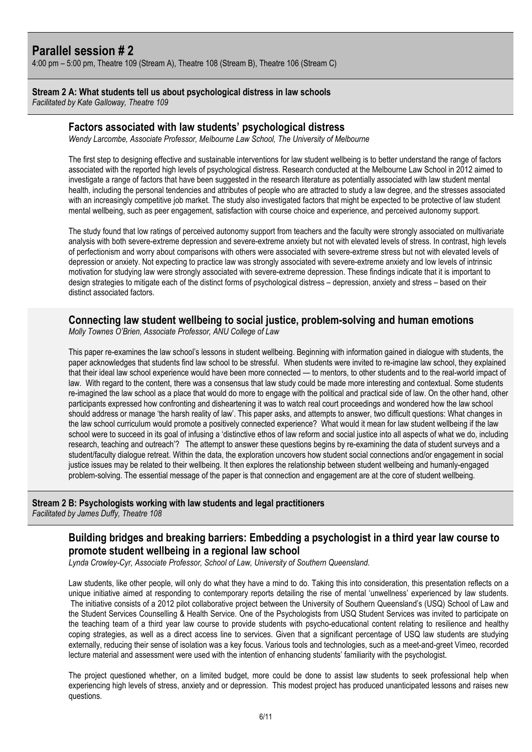# Parallel session # 2

4:00 pm – 5:00 pm, Theatre 109 (Stream A), Theatre 108 (Stream B), Theatre 106 (Stream C)

## Stream 2 A: What students tell us about psychological distress in law schools

*Facilitated by Kate Galloway, Theatre 109*

### Factors associated with law students' psychological distress

*Wendy Larcombe, Associate Professor, Melbourne Law School, The University of Melbourne*

The first step to designing effective and sustainable interventions for law student wellbeing is to better understand the range of factors associated with the reported high levels of psychological distress. Research conducted at the Melbourne Law School in 2012 aimed to investigate a range of factors that have been suggested in the research literature as potentially associated with law student mental health, including the personal tendencies and attributes of people who are attracted to study a law degree, and the stresses associated with an increasingly competitive job market. The study also investigated factors that might be expected to be protective of law student mental wellbeing, such as peer engagement, satisfaction with course choice and experience, and perceived autonomy support.

The study found that low ratings of perceived autonomy support from teachers and the faculty were strongly associated on multivariate analysis with both severe-extreme depression and severe-extreme anxiety but not with elevated levels of stress. In contrast, high levels of perfectionism and worry about comparisons with others were associated with severe-extreme stress but not with elevated levels of depression or anxiety. Not expecting to practice law was strongly associated with severe-extreme anxiety and low levels of intrinsic motivation for studying law were strongly associated with severe-extreme depression. These findings indicate that it is important to design strategies to mitigate each of the distinct forms of psychological distress – depression, anxiety and stress – based on their distinct associated factors.

### Connecting law student wellbeing to social justice, problem-solving and human emotions

*Molly Townes O'Brien, Associate Professor, ANU College of Law*

This paper re-examines the law school's lessons in student wellbeing. Beginning with information gained in dialogue with students, the paper acknowledges that students find law school to be stressful. When students were invited to re-imagine law school, they explained that their ideal law school experience would have been more connected — to mentors, to other students and to the real-world impact of law. With regard to the content, there was a consensus that law study could be made more interesting and contextual. Some students re-imagined the law school as a place that would do more to engage with the political and practical side of law. On the other hand, other participants expressed how confronting and disheartening it was to watch real court proceedings and wondered how the law school should address or manage 'the harsh reality of law'. This paper asks, and attempts to answer, two difficult questions: What changes in the law school curriculum would promote a positively connected experience? What would it mean for law student wellbeing if the law school were to succeed in its goal of infusing a 'distinctive ethos of law reform and social justice into all aspects of what we do, including research, teaching and outreach'? The attempt to answer these questions begins by re-examining the data of student surveys and a student/faculty dialogue retreat. Within the data, the exploration uncovers how student social connections and/or engagement in social justice issues may be related to their wellbeing. It then explores the relationship between student wellbeing and humanly-engaged problem-solving. The essential message of the paper is that connection and engagement are at the core of student wellbeing.

## Stream 2 B: Psychologists working with law students and legal practitioners

*Facilitated by James Duffy, Theatre 108*

### Building bridges and breaking barriers: Embedding a psychologist in a third year law course to promote student wellbeing in a regional law school

*Lynda Crowley-Cyr, Associate Professor, School of Law, University of Southern Queensland.*

Law students, like other people, will only do what they have a mind to do. Taking this into consideration, this presentation reflects on a unique initiative aimed at responding to contemporary reports detailing the rise of mental 'unwellness' experienced by law students. The initiative consists of a 2012 pilot collaborative project between the University of Southern Queensland's (USQ) School of Law and the Student Services Counselling & Health Service. One of the Psychologists from USQ Student Services was invited to participate on the teaching team of a third year law course to provide students with psycho-educational content relating to resilience and healthy coping strategies, as well as a direct access line to services. Given that a significant percentage of USQ law students are studying externally, reducing their sense of isolation was a key focus. Various tools and technologies, such as a meet-and-greet Vimeo, recorded lecture material and assessment were used with the intention of enhancing students' familiarity with the psychologist.

The project questioned whether, on a limited budget, more could be done to assist law students to seek professional help when experiencing high levels of stress, anxiety and or depression. This modest project has produced unanticipated lessons and raises new questions.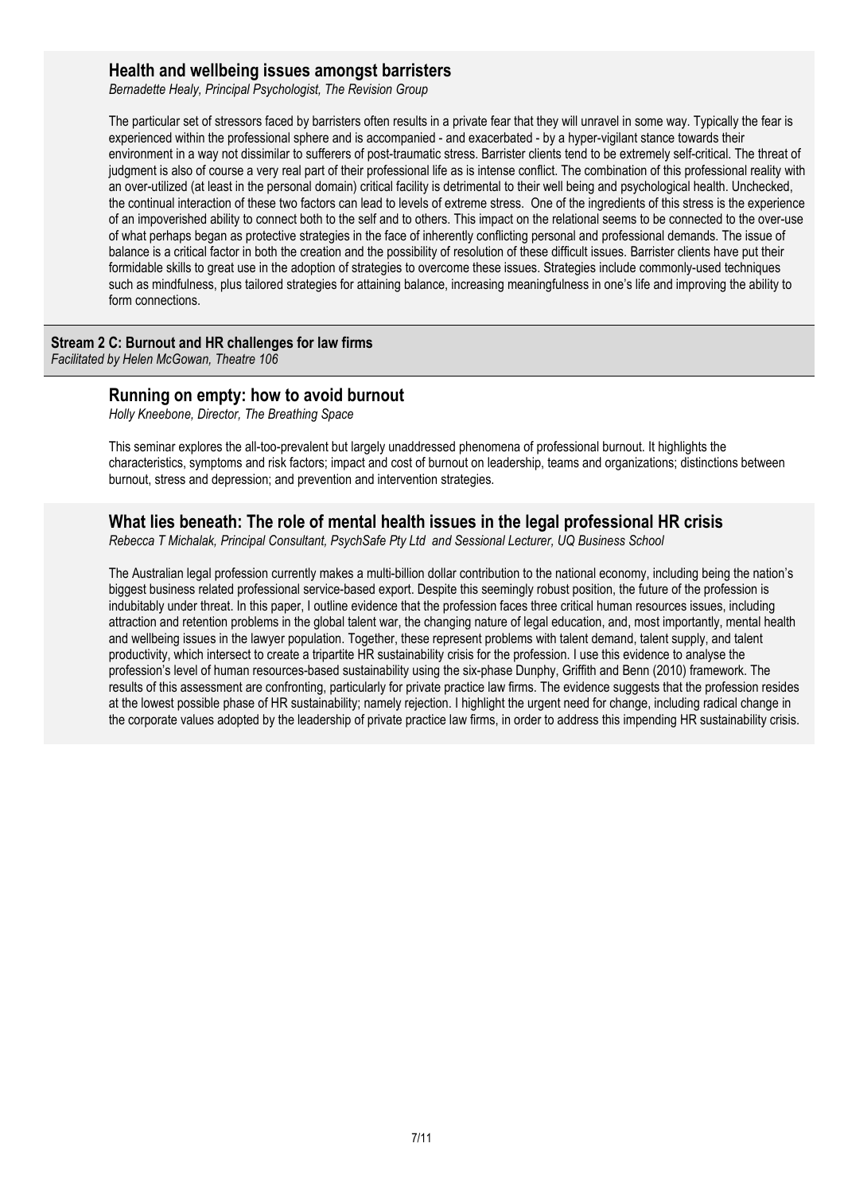### Health and wellbeing issues amongst barristers

*Bernadette Healy, Principal Psychologist, The Revision Group*

The particular set of stressors faced by barristers often results in a private fear that they will unravel in some way. Typically the fear is experienced within the professional sphere and is accompanied - and exacerbated - by a hyper-vigilant stance towards their environment in a way not dissimilar to sufferers of post-traumatic stress. Barrister clients tend to be extremely self-critical. The threat of judgment is also of course a very real part of their professional life as is intense conflict. The combination of this professional reality with an over-utilized (at least in the personal domain) critical facility is detrimental to their well being and psychological health. Unchecked, the continual interaction of these two factors can lead to levels of extreme stress. One of the ingredients of this stress is the experience of an impoverished ability to connect both to the self and to others. This impact on the relational seems to be connected to the over-use of what perhaps began as protective strategies in the face of inherently conflicting personal and professional demands. The issue of balance is a critical factor in both the creation and the possibility of resolution of these difficult issues. Barrister clients have put their formidable skills to great use in the adoption of strategies to overcome these issues. Strategies include commonly-used techniques such as mindfulness, plus tailored strategies for attaining balance, increasing meaningfulness in one's life and improving the ability to form connections.

## Stream 2 C: Burnout and HR challenges for law firms

*Facilitated by Helen McGowan, Theatre 106*

### Running on empty: how to avoid burnout

*Holly Kneebone, Director, The Breathing Space*

This seminar explores the all-too-prevalent but largely unaddressed phenomena of professional burnout. It highlights the characteristics, symptoms and risk factors; impact and cost of burnout on leadership, teams and organizations; distinctions between burnout, stress and depression; and prevention and intervention strategies.

### What lies beneath: The role of mental health issues in the legal professional HR crisis

*Rebecca T Michalak, Principal Consultant, PsychSafe Pty Ltd and Sessional Lecturer, UQ Business School*

The Australian legal profession currently makes a multi-billion dollar contribution to the national economy, including being the nation's biggest business related professional service-based export. Despite this seemingly robust position, the future of the profession is indubitably under threat. In this paper, I outline evidence that the profession faces three critical human resources issues, including attraction and retention problems in the global talent war, the changing nature of legal education, and, most importantly, mental health and wellbeing issues in the lawyer population. Together, these represent problems with talent demand, talent supply, and talent productivity, which intersect to create a tripartite HR sustainability crisis for the profession. I use this evidence to analyse the profession's level of human resources-based sustainability using the six-phase Dunphy, Griffith and Benn (2010) framework. The results of this assessment are confronting, particularly for private practice law firms. The evidence suggests that the profession resides at the lowest possible phase of HR sustainability; namely rejection. I highlight the urgent need for change, including radical change in the corporate values adopted by the leadership of private practice law firms, in order to address this impending HR sustainability crisis.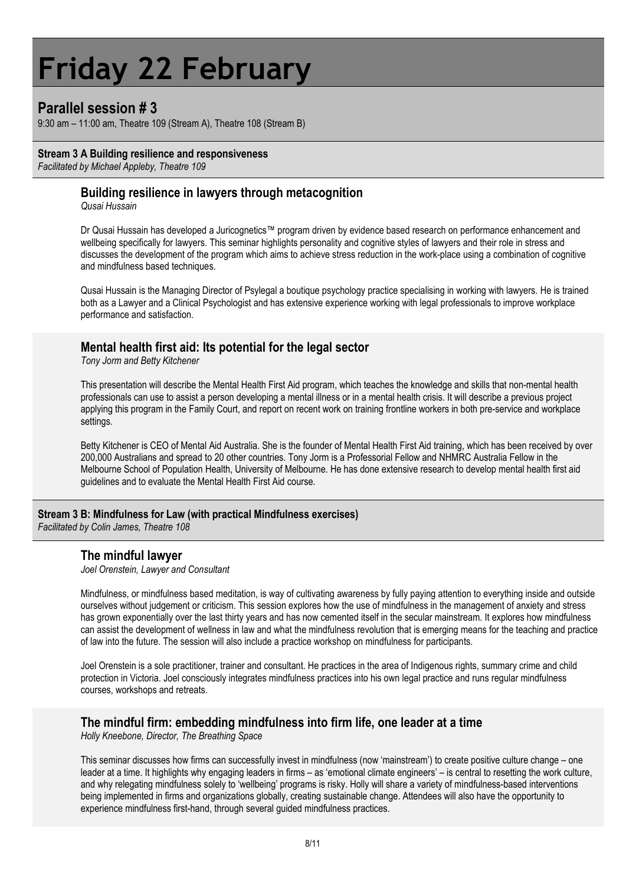# Friday 22 February

## Parallel session # 3

9:30 am – 11:00 am, Theatre 109 (Stream A), Theatre 108 (Stream B)

**Stream 3 A Building resilience and responsiveness**

*Facilitated by Michael Appleby, Theatre 109*

### Building resilience in lawyers through metacognition

*Qusai Hussain*

Dr Qusai Hussain has developed a Juricognetics™ program driven by evidence based research on performance enhancement and wellbeing specifically for lawyers. This seminar highlights personality and cognitive styles of lawyers and their role in stress and discusses the development of the program which aims to achieve stress reduction in the work-place using a combination of cognitive and mindfulness based techniques.

Qusai Hussain is the Managing Director of Psylegal a boutique psychology practice specialising in working with lawyers. He is trained both as a Lawyer and a Clinical Psychologist and has extensive experience working with legal professionals to improve workplace performance and satisfaction.

### Mental health first aid: Its potential for the legal sector

*Tony Jorm and Betty Kitchener*

This presentation will describe the Mental Health First Aid program, which teaches the knowledge and skills that non-mental health professionals can use to assist a person developing a mental illness or in a mental health crisis. It will describe a previous project applying this program in the Family Court, and report on recent work on training frontline workers in both pre-service and workplace settings.

Betty Kitchener is CEO of Mental Aid Australia. She is the founder of Mental Health First Aid training, which has been received by over 200,000 Australians and spread to 20 other countries. Tony Jorm is a Professorial Fellow and NHMRC Australia Fellow in the Melbourne School of Population Health, University of Melbourne. He has done extensive research to develop mental health first aid guidelines and to evaluate the Mental Health First Aid course.

**Stream 3 B: Mindfulness for Law (with practical Mindfulness exercises)**

*Facilitated by Colin James, Theatre 108*

### The mindful lawyer

*Joel Orenstein, Lawyer and Consultant*

Mindfulness, or mindfulness based meditation, is way of cultivating awareness by fully paying attention to everything inside and outside ourselves without judgement or criticism. This session explores how the use of mindfulness in the management of anxiety and stress has grown exponentially over the last thirty years and has now cemented itself in the secular mainstream. It explores how mindfulness can assist the development of wellness in law and what the mindfulness revolution that is emerging means for the teaching and practice of law into the future. The session will also include a practice workshop on mindfulness for participants.

Joel Orenstein is a sole practitioner, trainer and consultant. He practices in the area of Indigenous rights, summary crime and child protection in Victoria. Joel consciously integrates mindfulness practices into his own legal practice and runs regular mindfulness courses, workshops and retreats.

### The mindful firm: embedding mindfulness into firm life, one leader at a time

*Holly Kneebone, Director, The Breathing Space*

This seminar discusses how firms can successfully invest in mindfulness (now 'mainstream') to create positive culture change – one leader at a time. It highlights why engaging leaders in firms – as 'emotional climate engineers' – is central to resetting the work culture, and why relegating mindfulness solely to 'wellbeing' programs is risky. Holly will share a variety of mindfulness-based interventions being implemented in firms and organizations globally, creating sustainable change. Attendees will also have the opportunity to experience mindfulness first-hand, through several guided mindfulness practices.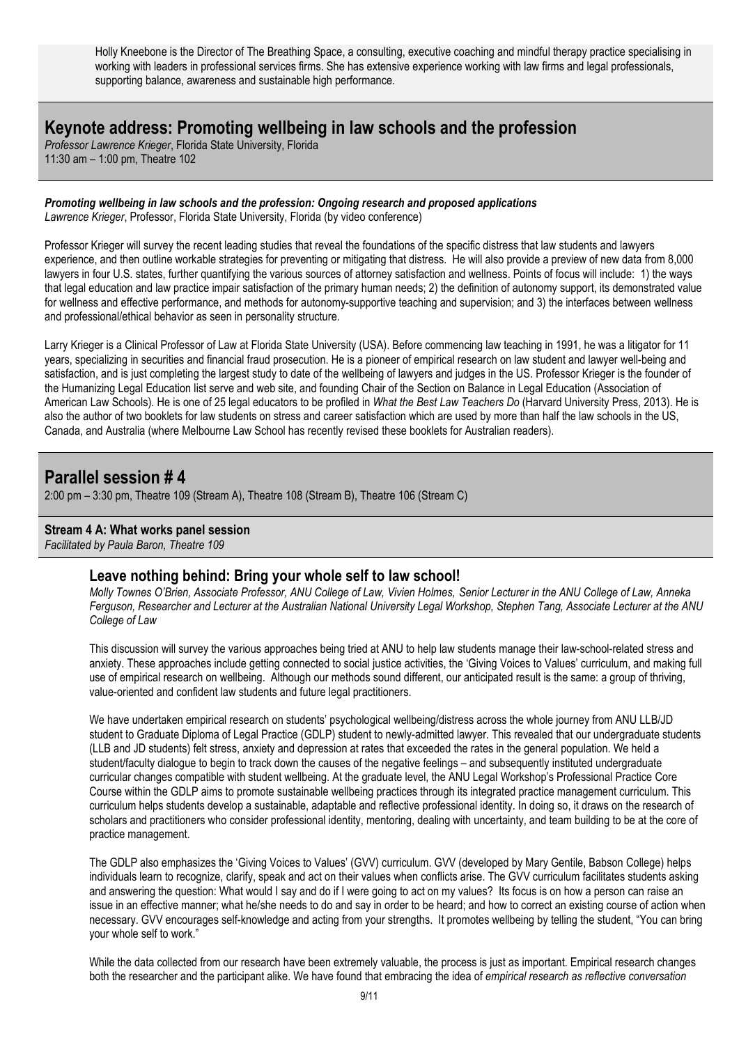Holly Kneebone is the Director of The Breathing Space, a consulting, executive coaching and mindful therapy practice specialising in working with leaders in professional services firms. She has extensive experience working with law firms and legal professionals, supporting balance, awareness and sustainable high performance.

## Keynote address: Promoting wellbeing in law schools and the profession

*Professor Lawrence Krieger*, Florida State University, Florida
11:30 am – 1:00 pm, Theatre 102

***Promoting wellbeing in law schools and the profession: Ongoing research and proposed applications***
*Lawrence Krieger*, Professor, Florida State University, Florida (by video conference)

Professor Krieger will survey the recent leading studies that reveal the foundations of the specific distress that law students and lawyers experience, and then outline workable strategies for preventing or mitigating that distress. He will also provide a preview of new data from 8,000 lawyers in four U.S. states, further quantifying the various sources of attorney satisfaction and wellness. Points of focus will include: 1) the ways that legal education and law practice impair satisfaction of the primary human needs; 2) the definition of autonomy support, its demonstrated value for wellness and effective performance, and methods for autonomy-supportive teaching and supervision; and 3) the interfaces between wellness and professional/ethical behavior as seen in personality structure.

Larry Krieger is a Clinical Professor of Law at Florida State University (USA). Before commencing law teaching in 1991, he was a litigator for 11 years, specializing in securities and financial fraud prosecution. He is a pioneer of empirical research on law student and lawyer well-being and satisfaction, and is just completing the largest study to date of the wellbeing of lawyers and judges in the US. Professor Krieger is the founder of the Humanizing Legal Education list serve and web site, and founding Chair of the Section on Balance in Legal Education (Association of American Law Schools). He is one of 25 legal educators to be profiled in *What the Best Law Teachers Do* (Harvard University Press, 2013). He is also the author of two booklets for law students on stress and career satisfaction which are used by more than half the law schools in the US, Canada, and Australia (where Melbourne Law School has recently revised these booklets for Australian readers).

## Parallel session # 4

2:00 pm – 3:30 pm, Theatre 109 (Stream A), Theatre 108 (Stream B), Theatre 106 (Stream C)

**Stream 4 A: What works panel session**
*Facilitated by Paula Baron, Theatre 109*

### Leave nothing behind: Bring your whole self to law school!

*Molly Townes O'Brien, Associate Professor, ANU College of Law, Vivien Holmes, Senior Lecturer in the ANU College of Law, Anneka Ferguson, Researcher and Lecturer at the Australian National University Legal Workshop, Stephen Tang, Associate Lecturer at the ANU College of Law*

This discussion will survey the various approaches being tried at ANU to help law students manage their law-school-related stress and anxiety. These approaches include getting connected to social justice activities, the 'Giving Voices to Values' curriculum, and making full use of empirical research on wellbeing. Although our methods sound different, our anticipated result is the same: a group of thriving, value-oriented and confident law students and future legal practitioners.

We have undertaken empirical research on students' psychological wellbeing/distress across the whole journey from ANU LLB/JD student to Graduate Diploma of Legal Practice (GDLP) student to newly-admitted lawyer. This revealed that our undergraduate students (LLB and JD students) felt stress, anxiety and depression at rates that exceeded the rates in the general population. We held a student/faculty dialogue to begin to track down the causes of the negative feelings – and subsequently instituted undergraduate curricular changes compatible with student wellbeing. At the graduate level, the ANU Legal Workshop's Professional Practice Core Course within the GDLP aims to promote sustainable wellbeing practices through its integrated practice management curriculum. This curriculum helps students develop a sustainable, adaptable and reflective professional identity. In doing so, it draws on the research of scholars and practitioners who consider professional identity, mentoring, dealing with uncertainty, and team building to be at the core of practice management.

The GDLP also emphasizes the 'Giving Voices to Values' (GVV) curriculum. GVV (developed by Mary Gentile, Babson College) helps individuals learn to recognize, clarify, speak and act on their values when conflicts arise. The GVV curriculum facilitates students asking and answering the question: What would I say and do if I were going to act on my values? Its focus is on how a person can raise an issue in an effective manner; what he/she needs to do and say in order to be heard; and how to correct an existing course of action when necessary. GVV encourages self-knowledge and acting from your strengths. It promotes wellbeing by telling the student, "You can bring your whole self to work."

While the data collected from our research have been extremely valuable, the process is just as important. Empirical research changes both the researcher and the participant alike. We have found that embracing the idea of *empirical research as reflective conversation*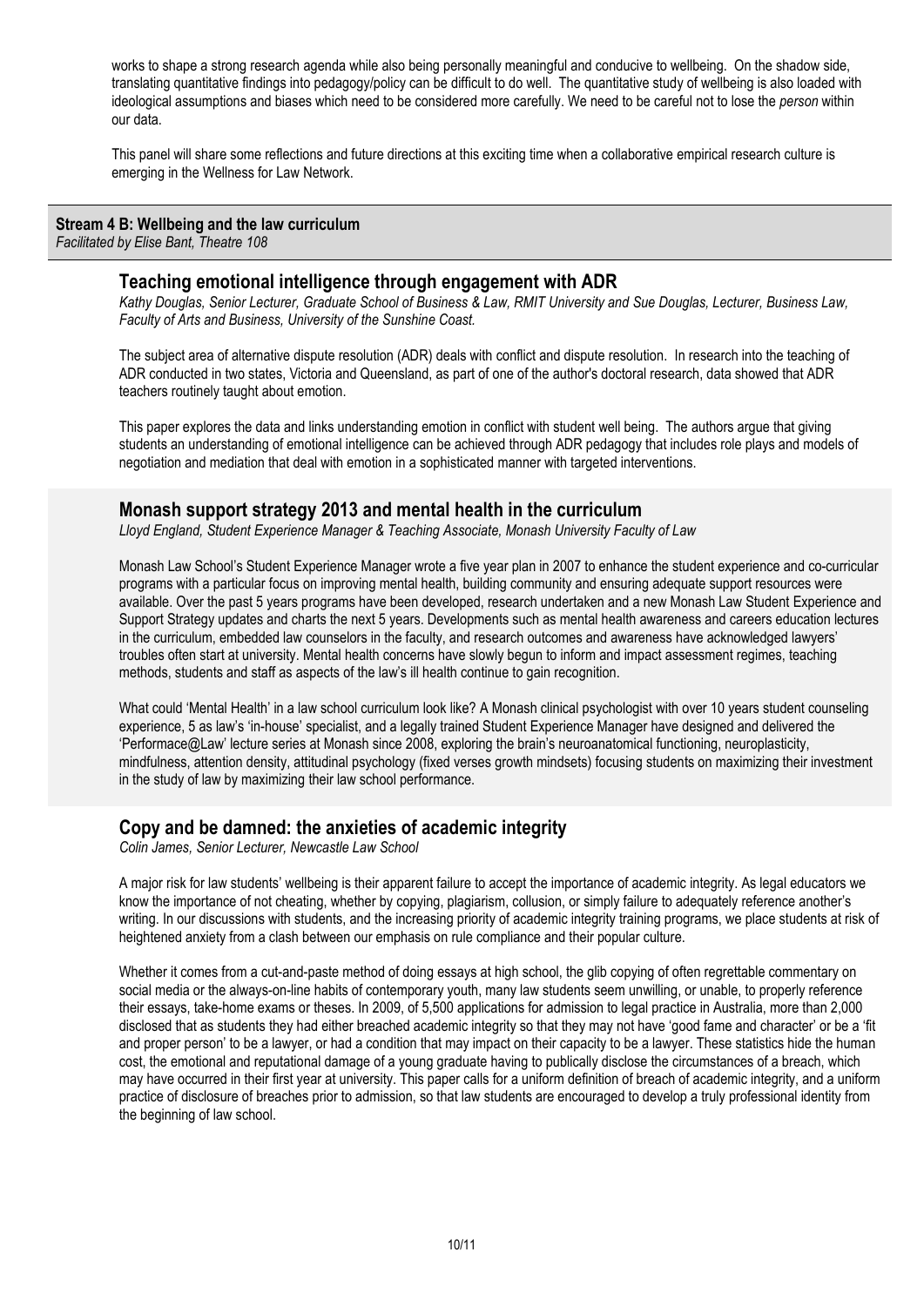works to shape a strong research agenda while also being personally meaningful and conducive to wellbeing. On the shadow side, translating quantitative findings into pedagogy/policy can be difficult to do well. The quantitative study of wellbeing is also loaded with ideological assumptions and biases which need to be considered more carefully. We need to be careful not to lose the *person* within our data.

This panel will share some reflections and future directions at this exciting time when a collaborative empirical research culture is emerging in the Wellness for Law Network.

**Stream 4 B: Wellbeing and the law curriculum**
*Facilitated by Elise Bant, Theatre 108*

## Teaching emotional intelligence through engagement with ADR

*Kathy Douglas, Senior Lecturer, Graduate School of Business & Law, RMIT University and Sue Douglas, Lecturer, Business Law, Faculty of Arts and Business, University of the Sunshine Coast.*

The subject area of alternative dispute resolution (ADR) deals with conflict and dispute resolution. In research into the teaching of ADR conducted in two states, Victoria and Queensland, as part of one of the author's doctoral research, data showed that ADR teachers routinely taught about emotion.

This paper explores the data and links understanding emotion in conflict with student well being. The authors argue that giving students an understanding of emotional intelligence can be achieved through ADR pedagogy that includes role plays and models of negotiation and mediation that deal with emotion in a sophisticated manner with targeted interventions.

## Monash support strategy 2013 and mental health in the curriculum

*Lloyd England, Student Experience Manager & Teaching Associate, Monash University Faculty of Law*

Monash Law School's Student Experience Manager wrote a five year plan in 2007 to enhance the student experience and co-curricular programs with a particular focus on improving mental health, building community and ensuring adequate support resources were available. Over the past 5 years programs have been developed, research undertaken and a new Monash Law Student Experience and Support Strategy updates and charts the next 5 years. Developments such as mental health awareness and careers education lectures in the curriculum, embedded law counselors in the faculty, and research outcomes and awareness have acknowledged lawyers' troubles often start at university. Mental health concerns have slowly begun to inform and impact assessment regimes, teaching methods, students and staff as aspects of the law's ill health continue to gain recognition.

What could 'Mental Health' in a law school curriculum look like? A Monash clinical psychologist with over 10 years student counseling experience, 5 as law's 'in-house' specialist, and a legally trained Student Experience Manager have designed and delivered the 'Performace@Law' lecture series at Monash since 2008, exploring the brain's neuroanatomical functioning, neuroplasticity, mindfulness, attention density, attitudinal psychology (fixed verses growth mindsets) focusing students on maximizing their investment in the study of law by maximizing their law school performance.

## Copy and be damned: the anxieties of academic integrity

*Colin James, Senior Lecturer, Newcastle Law School*

A major risk for law students' wellbeing is their apparent failure to accept the importance of academic integrity. As legal educators we know the importance of not cheating, whether by copying, plagiarism, collusion, or simply failure to adequately reference another's writing. In our discussions with students, and the increasing priority of academic integrity training programs, we place students at risk of heightened anxiety from a clash between our emphasis on rule compliance and their popular culture.

Whether it comes from a cut-and-paste method of doing essays at high school, the glib copying of often regrettable commentary on social media or the always-on-line habits of contemporary youth, many law students seem unwilling, or unable, to properly reference their essays, take-home exams or theses. In 2009, of 5,500 applications for admission to legal practice in Australia, more than 2,000 disclosed that as students they had either breached academic integrity so that they may not have 'good fame and character' or be a 'fit and proper person' to be a lawyer, or had a condition that may impact on their capacity to be a lawyer. These statistics hide the human cost, the emotional and reputational damage of a young graduate having to publically disclose the circumstances of a breach, which may have occurred in their first year at university. This paper calls for a uniform definition of breach of academic integrity, and a uniform practice of disclosure of breaches prior to admission, so that law students are encouraged to develop a truly professional identity from the beginning of law school.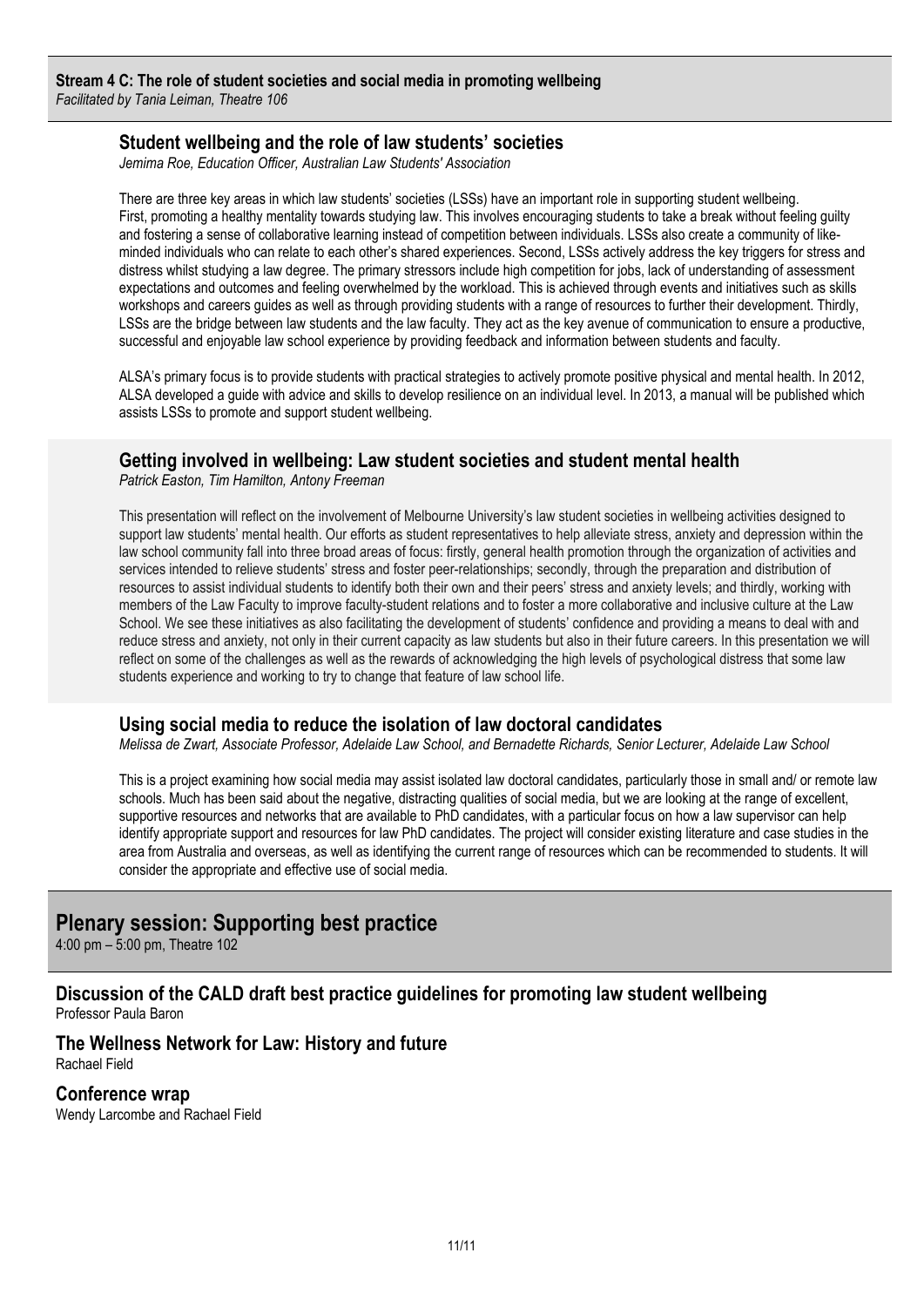## Stream 4 C: The role of student societies and social media in promoting wellbeing

*Facilitated by Tania Leiman, Theatre 106*

### Student wellbeing and the role of law students' societies

*Jemima Roe, Education Officer, Australian Law Students' Association*

There are three key areas in which law students' societies (LSSs) have an important role in supporting student wellbeing. First, promoting a healthy mentality towards studying law. This involves encouraging students to take a break without feeling guilty and fostering a sense of collaborative learning instead of competition between individuals. LSSs also create a community of like-minded individuals who can relate to each other's shared experiences. Second, LSSs actively address the key triggers for stress and distress whilst studying a law degree. The primary stressors include high competition for jobs, lack of understanding of assessment expectations and outcomes and feeling overwhelmed by the workload. This is achieved through events and initiatives such as skills workshops and careers guides as well as through providing students with a range of resources to further their development. Thirdly, LSSs are the bridge between law students and the law faculty. They act as the key avenue of communication to ensure a productive, successful and enjoyable law school experience by providing feedback and information between students and faculty.

ALSA's primary focus is to provide students with practical strategies to actively promote positive physical and mental health. In 2012, ALSA developed a guide with advice and skills to develop resilience on an individual level. In 2013, a manual will be published which assists LSSs to promote and support student wellbeing.

### Getting involved in wellbeing: Law student societies and student mental health

*Patrick Easton, Tim Hamilton, Antony Freeman*

This presentation will reflect on the involvement of Melbourne University's law student societies in wellbeing activities designed to support law students' mental health. Our efforts as student representatives to help alleviate stress, anxiety and depression within the law school community fall into three broad areas of focus: firstly, general health promotion through the organization of activities and services intended to relieve students' stress and foster peer-relationships; secondly, through the preparation and distribution of resources to assist individual students to identify both their own and their peers' stress and anxiety levels; and thirdly, working with members of the Law Faculty to improve faculty-student relations and to foster a more collaborative and inclusive culture at the Law School. We see these initiatives as also facilitating the development of students' confidence and providing a means to deal with and reduce stress and anxiety, not only in their current capacity as law students but also in their future careers. In this presentation we will reflect on some of the challenges as well as the rewards of acknowledging the high levels of psychological distress that some law students experience and working to try to change that feature of law school life.

### Using social media to reduce the isolation of law doctoral candidates

*Melissa de Zwart, Associate Professor, Adelaide Law School, and Bernadette Richards, Senior Lecturer, Adelaide Law School*

This is a project examining how social media may assist isolated law doctoral candidates, particularly those in small and/ or remote law schools. Much has been said about the negative, distracting qualities of social media, but we are looking at the range of excellent, supportive resources and networks that are available to PhD candidates, with a particular focus on how a law supervisor can help identify appropriate support and resources for law PhD candidates. The project will consider existing literature and case studies in the area from Australia and overseas, as well as identifying the current range of resources which can be recommended to students. It will consider the appropriate and effective use of social media.

## Plenary session: Supporting best practice

4:00 pm – 5:00 pm, Theatre 102

### Discussion of the CALD draft best practice guidelines for promoting law student wellbeing

Professor Paula Baron

### The Wellness Network for Law: History and future

Rachael Field

### Conference wrap

Wendy Larcombe and Rachael Field